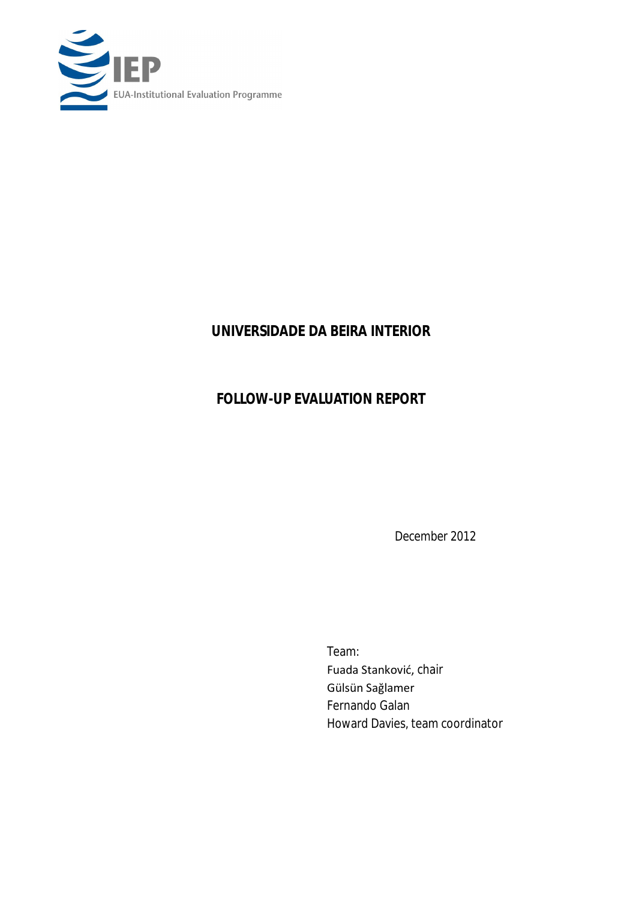IEP

EUA-Institutional Evaluation Programme

# UNIVERSIDADE DA BEIRA INTERIOR

# FOLLOW-UP EVALUATION REPORT

December 2012

Team:
Fuada Stanković, chair
Gülsün Sağlamer
Fernando Galan
Howard Davies, team coordinator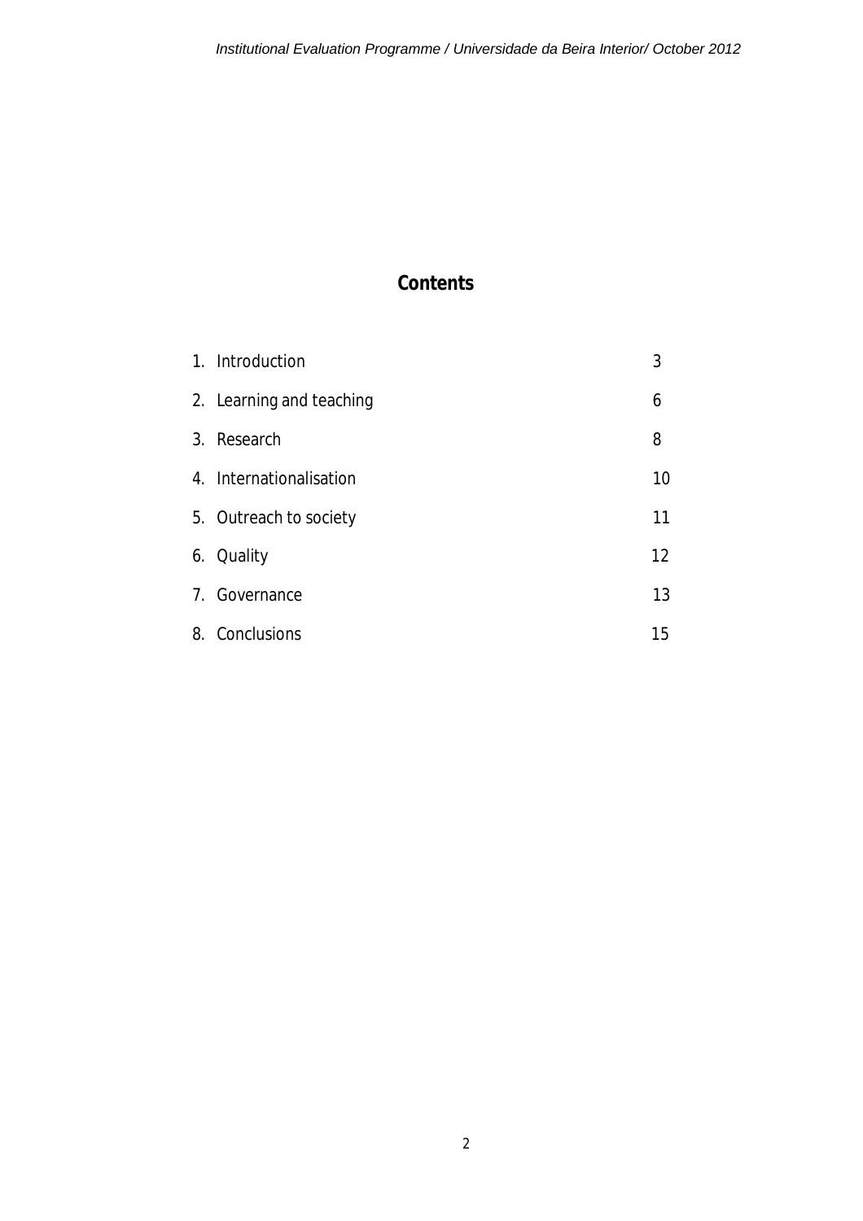## Contents

| | |
|---|---|
| 1. Introduction | 3 |
| 2. Learning and teaching | 6 |
| 3. Research | 8 |
| 4. Internationalisation | 10 |
| 5. Outreach to society | 11 |
| 6. Quality | 12 |
| 7. Governance | 13 |
| 8. Conclusions | 15 |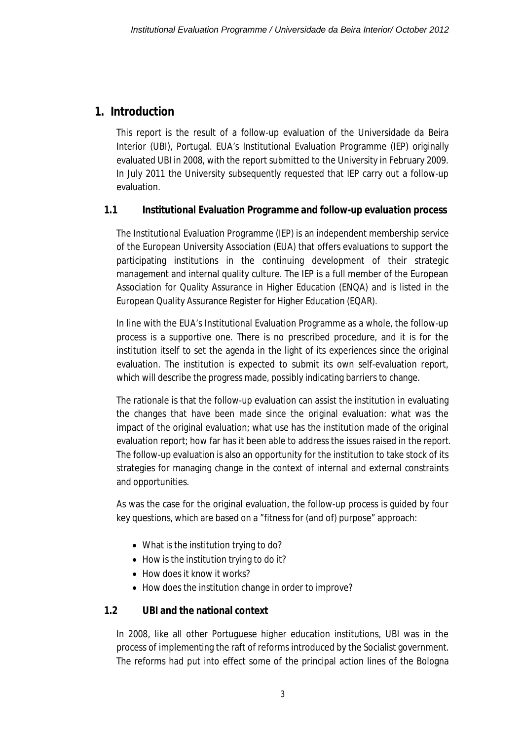# 1. Introduction

This report is the result of a follow-up evaluation of the Universidade da Beira Interior (UBI), Portugal. EUA's Institutional Evaluation Programme (IEP) originally evaluated UBI in 2008, with the report submitted to the University in February 2009. In July 2011 the University subsequently requested that IEP carry out a follow-up evaluation.

## 1.1 Institutional Evaluation Programme and follow-up evaluation process

The Institutional Evaluation Programme (IEP) is an independent membership service of the European University Association (EUA) that offers evaluations to support the participating institutions in the continuing development of their strategic management and internal quality culture. The IEP is a full member of the European Association for Quality Assurance in Higher Education (ENQA) and is listed in the European Quality Assurance Register for Higher Education (EQAR).

In line with the EUA's Institutional Evaluation Programme as a whole, the follow-up process is a supportive one. There is no prescribed procedure, and it is for the institution itself to set the agenda in the light of its experiences since the original evaluation. The institution is expected to submit its own self-evaluation report, which will describe the progress made, possibly indicating barriers to change.

The rationale is that the follow-up evaluation can assist the institution in evaluating the changes that have been made since the original evaluation: what was the impact of the original evaluation; what use has the institution made of the original evaluation report; how far has it been able to address the issues raised in the report. The follow-up evaluation is also an opportunity for the institution to take stock of its strategies for managing change in the context of internal and external constraints and opportunities.

As was the case for the original evaluation, the follow-up process is guided by four key questions, which are based on a "fitness for (and of) purpose" approach:

- What is the institution trying to do?
- How is the institution trying to do it?
- How does it know it works?
- How does the institution change in order to improve?

## 1.2 UBI and the national context

In 2008, like all other Portuguese higher education institutions, UBI was in the process of implementing the raft of reforms introduced by the Socialist government. The reforms had put into effect some of the principal action lines of the Bologna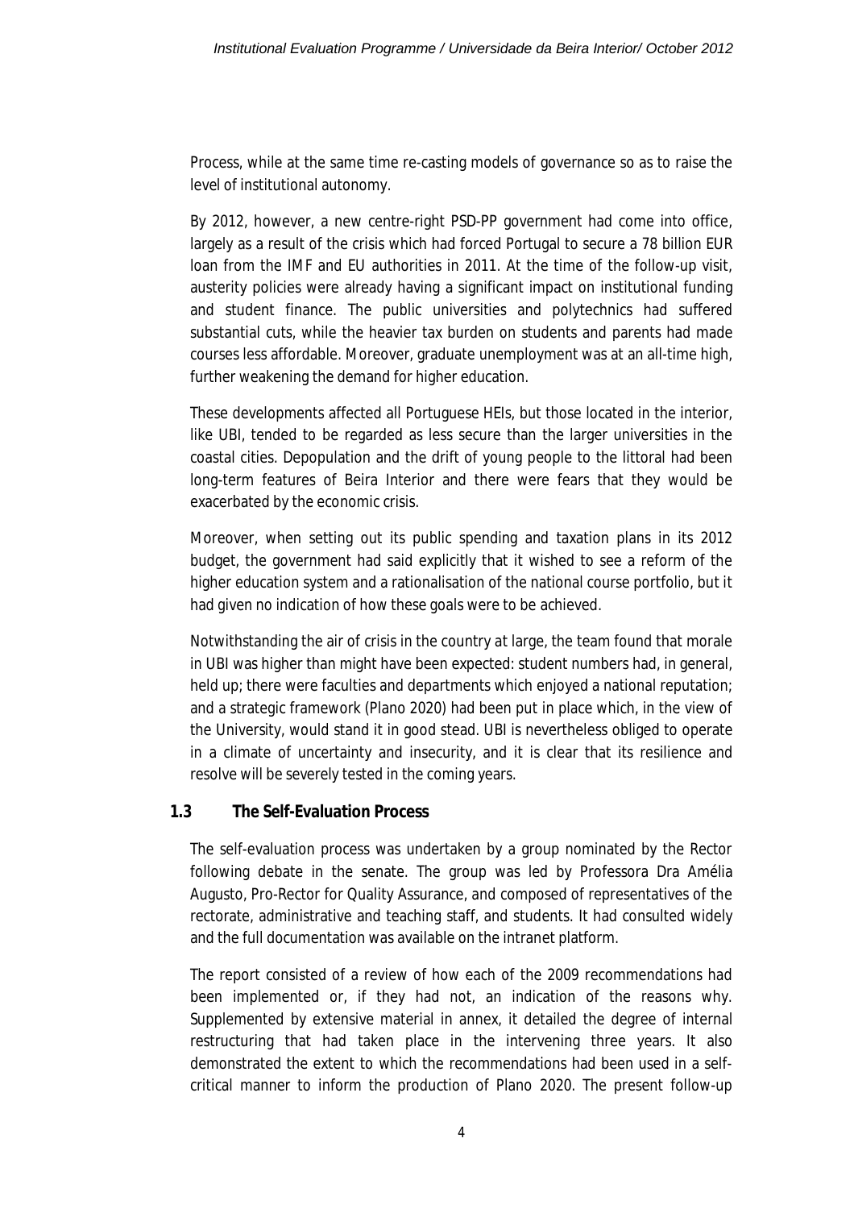Process, while at the same time re-casting models of governance so as to raise the level of institutional autonomy.

By 2012, however, a new centre-right PSD-PP government had come into office, largely as a result of the crisis which had forced Portugal to secure a 78 billion EUR loan from the IMF and EU authorities in 2011. At the time of the follow-up visit, austerity policies were already having a significant impact on institutional funding and student finance. The public universities and polytechnics had suffered substantial cuts, while the heavier tax burden on students and parents had made courses less affordable. Moreover, graduate unemployment was at an all-time high, further weakening the demand for higher education.

These developments affected all Portuguese HEIs, but those located in the interior, like UBI, tended to be regarded as less secure than the larger universities in the coastal cities. Depopulation and the drift of young people to the littoral had been long-term features of Beira Interior and there were fears that they would be exacerbated by the economic crisis.

Moreover, when setting out its public spending and taxation plans in its 2012 budget, the government had said explicitly that it wished to see a reform of the higher education system and a rationalisation of the national course portfolio, but it had given no indication of how these goals were to be achieved.

Notwithstanding the air of crisis in the country at large, the team found that morale in UBI was higher than might have been expected: student numbers had, in general, held up; there were faculties and departments which enjoyed a national reputation; and a strategic framework (Plano 2020) had been put in place which, in the view of the University, would stand it in good stead. UBI is nevertheless obliged to operate in a climate of uncertainty and insecurity, and it is clear that its resilience and resolve will be severely tested in the coming years.

## 1.3 The Self-Evaluation Process

The self-evaluation process was undertaken by a group nominated by the Rector following debate in the senate. The group was led by Professora Dra Amélia Augusto, Pro-Rector for Quality Assurance, and composed of representatives of the rectorate, administrative and teaching staff, and students. It had consulted widely and the full documentation was available on the intranet platform.

The report consisted of a review of how each of the 2009 recommendations had been implemented or, if they had not, an indication of the reasons why. Supplemented by extensive material in annex, it detailed the degree of internal restructuring that had taken place in the intervening three years. It also demonstrated the extent to which the recommendations had been used in a self-critical manner to inform the production of Plano 2020. The present follow-up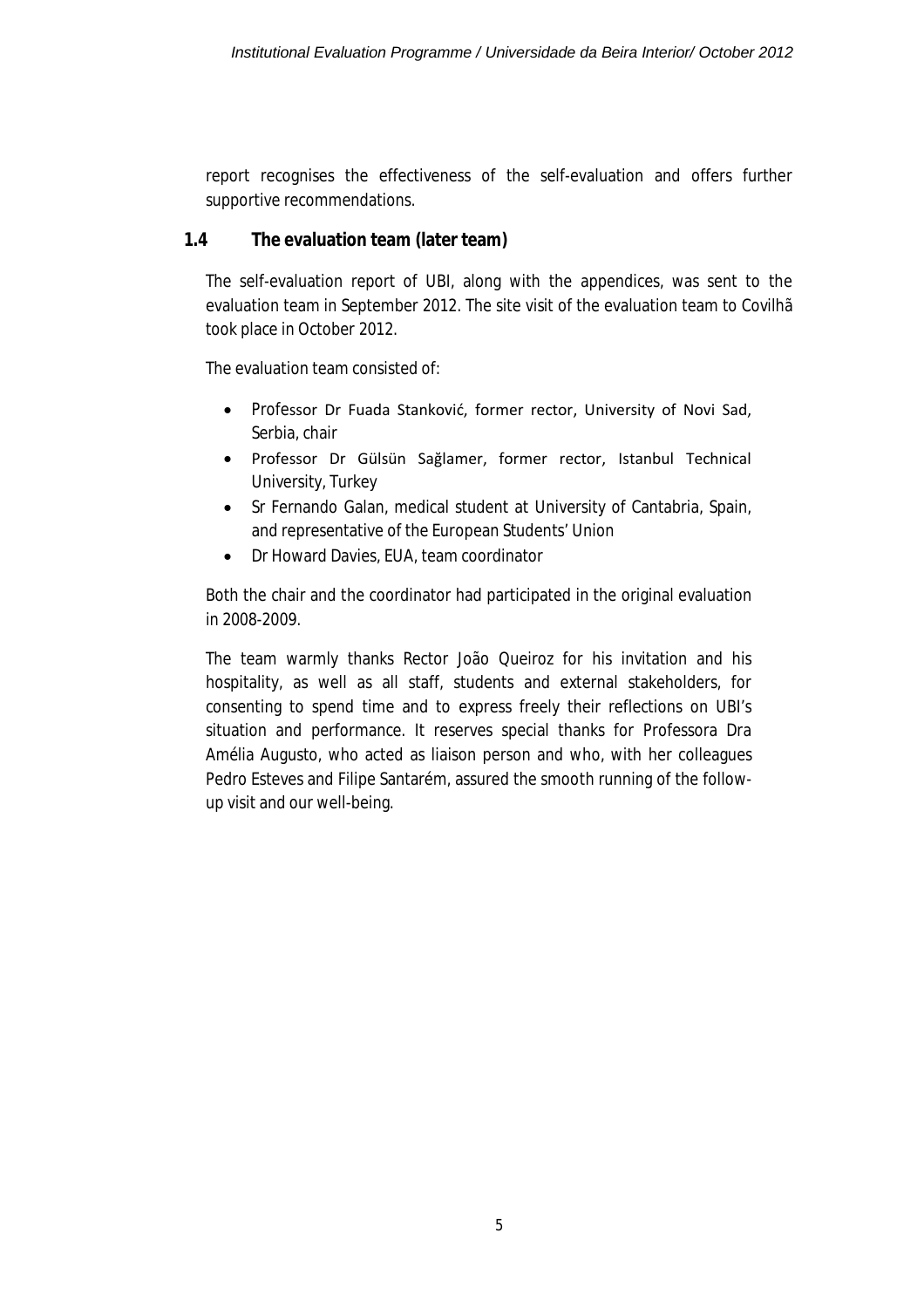report recognises the effectiveness of the self-evaluation and offers further supportive recommendations.

## 1.4 The evaluation team (later team)

The self-evaluation report of UBI, along with the appendices, was sent to the evaluation team in September 2012. The site visit of the evaluation team to Covilhã took place in October 2012.

The evaluation team consisted of:

- Professor Dr Fuada Stanković, former rector, University of Novi Sad, Serbia, chair
- Professor Dr Gülsün Sağlamer, former rector, Istanbul Technical University, Turkey
- Sr Fernando Galan, medical student at University of Cantabria, Spain, and representative of the European Students' Union
- Dr Howard Davies, EUA, team coordinator

Both the chair and the coordinator had participated in the original evaluation in 2008-2009.

The team warmly thanks Rector João Queiroz for his invitation and his hospitality, as well as all staff, students and external stakeholders, for consenting to spend time and to express freely their reflections on UBI's situation and performance. It reserves special thanks for Professora Dra Amélia Augusto, who acted as liaison person and who, with her colleagues Pedro Esteves and Filipe Santarém, assured the smooth running of the follow-up visit and our well-being.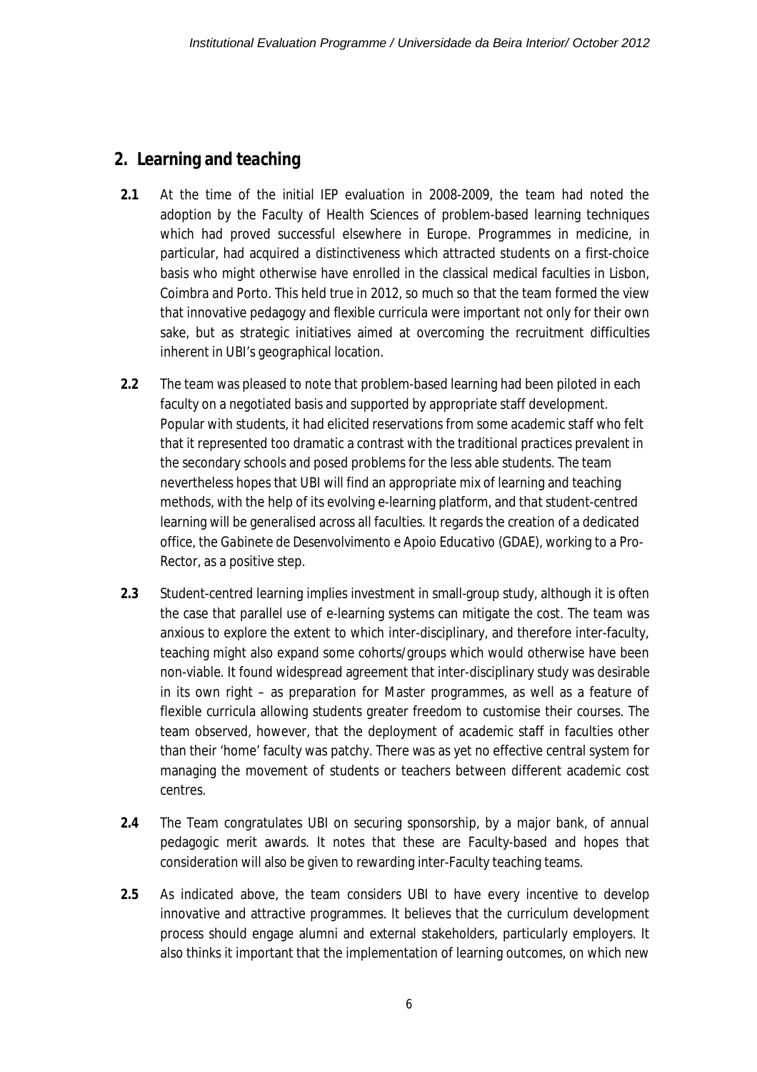## 2. Learning and teaching

**2.1** At the time of the initial IEP evaluation in 2008-2009, the team had noted the adoption by the Faculty of Health Sciences of problem-based learning techniques which had proved successful elsewhere in Europe. Programmes in medicine, in particular, had acquired a distinctiveness which attracted students on a first-choice basis who might otherwise have enrolled in the classical medical faculties in Lisbon, Coimbra and Porto. This held true in 2012, so much so that the team formed the view that innovative pedagogy and flexible curricula were important not only for their own sake, but as strategic initiatives aimed at overcoming the recruitment difficulties inherent in UBI's geographical location.

**2.2** The team was pleased to note that problem-based learning had been piloted in each faculty on a negotiated basis and supported by appropriate staff development. Popular with students, it had elicited reservations from some academic staff who felt that it represented too dramatic a contrast with the traditional practices prevalent in the secondary schools and posed problems for the less able students. The team nevertheless hopes that UBI will find an appropriate mix of learning and teaching methods, with the help of its evolving e-learning platform, and that student-centred learning will be generalised across all faculties. It regards the creation of a dedicated office, the *Gabinete de Desenvolvimento e Apoio Educativo* (GDAE), working to a Pro-Rector, as a positive step.

**2.3** Student-centred learning implies investment in small-group study, although it is often the case that parallel use of e-learning systems can mitigate the cost. The team was anxious to explore the extent to which inter-disciplinary, and therefore inter-faculty, teaching might also expand some cohorts/groups which would otherwise have been non-viable. It found widespread agreement that inter-disciplinary study was desirable in its own right – as preparation for Master programmes, as well as a feature of flexible curricula allowing students greater freedom to customise their courses. The team observed, however, that the deployment of academic staff in faculties other than their 'home' faculty was patchy. There was as yet no effective central system for managing the movement of students or teachers between different academic cost centres.

**2.4** The Team congratulates UBI on securing sponsorship, by a major bank, of annual pedagogic merit awards. It notes that these are Faculty-based and hopes that consideration will also be given to rewarding inter-Faculty teaching teams.

**2.5** As indicated above, the team considers UBI to have every incentive to develop innovative and attractive programmes. It believes that the curriculum development process should engage alumni and external stakeholders, particularly employers. It also thinks it important that the implementation of learning outcomes, on which new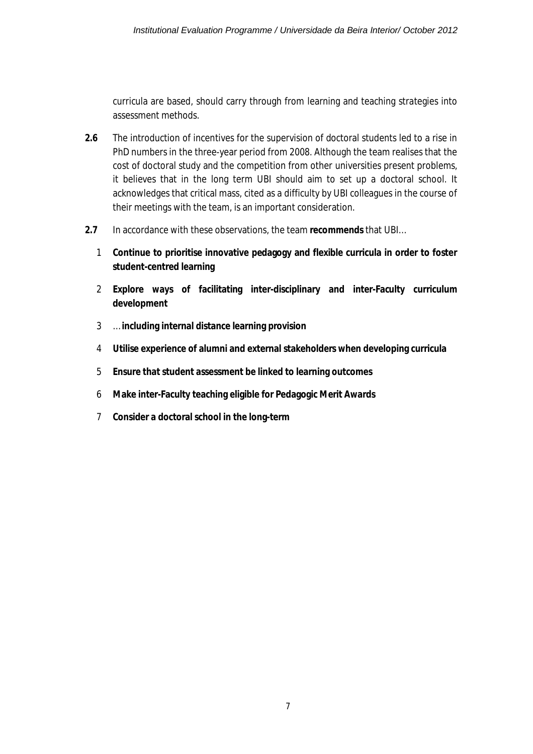curricula are based, should carry through from learning and teaching strategies into assessment methods.

**2.6** The introduction of incentives for the supervision of doctoral students led to a rise in PhD numbers in the three-year period from 2008. Although the team realises that the cost of doctoral study and the competition from other universities present problems, it believes that in the long term UBI should aim to set up a doctoral school. It acknowledges that critical mass, cited as a difficulty by UBI colleagues in the course of their meetings with the team, is an important consideration.

**2.7** In accordance with these observations, the team **recommends** that UBI…

1. **Continue to prioritise innovative pedagogy and flexible curricula in order to foster student-centred learning**
2. **Explore ways of facilitating inter-disciplinary and inter-Faculty curriculum development**
3. … **including internal distance learning provision**
4. **Utilise experience of alumni and external stakeholders when developing curricula**
5. **Ensure that student assessment be linked to learning outcomes**
6. **Make inter-Faculty teaching eligible for Pedagogic Merit Awards**
7. **Consider a doctoral school in the long-term**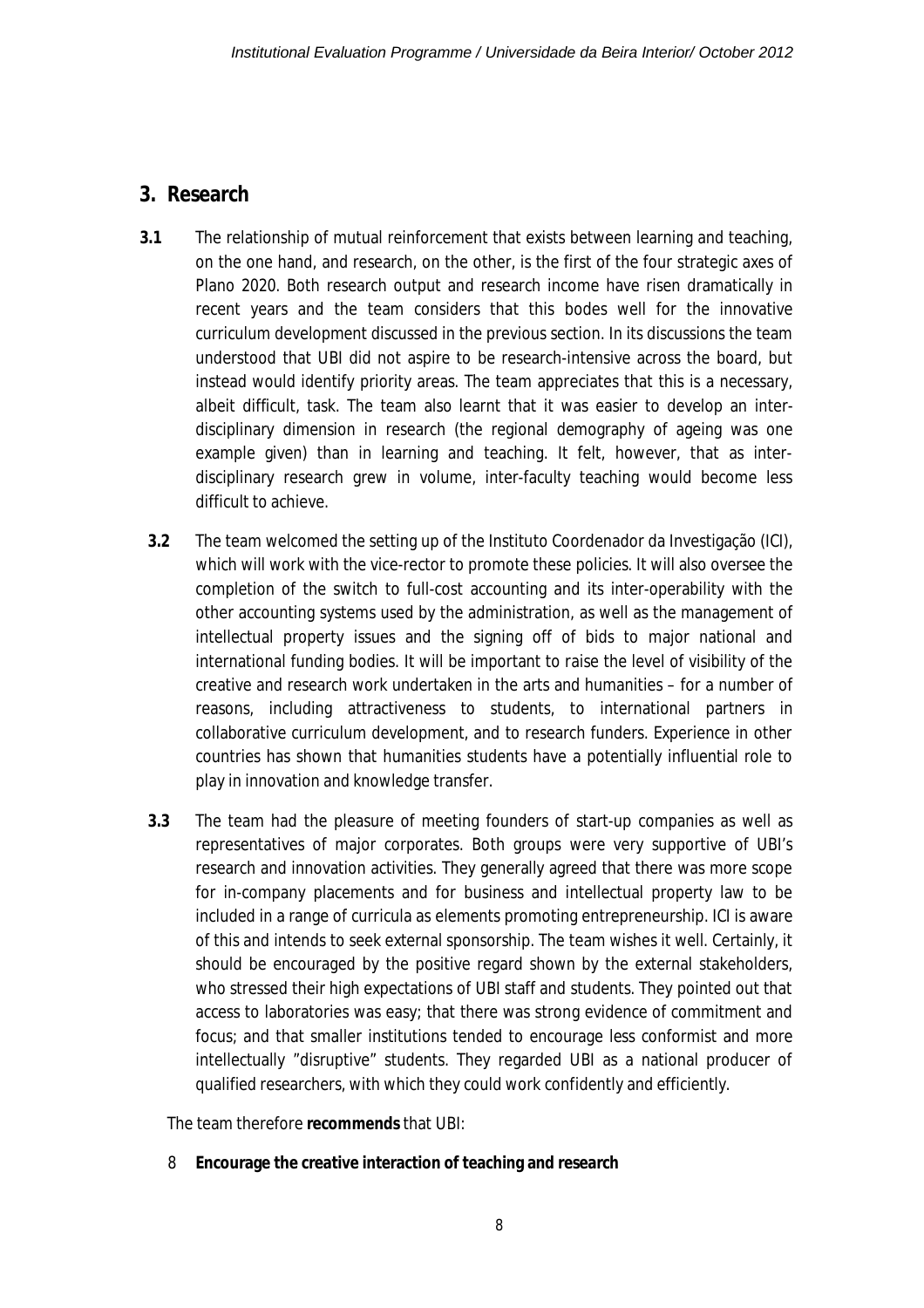## 3. Research

**3.1** The relationship of mutual reinforcement that exists between learning and teaching, on the one hand, and research, on the other, is the first of the four strategic axes of Plano 2020. Both research output and research income have risen dramatically in recent years and the team considers that this bodes well for the innovative curriculum development discussed in the previous section. In its discussions the team understood that UBI did not aspire to be research-intensive across the board, but instead would identify priority areas. The team appreciates that this is a necessary, albeit difficult, task. The team also learnt that it was easier to develop an inter-disciplinary dimension in research (the regional demography of ageing was one example given) than in learning and teaching. It felt, however, that as inter-disciplinary research grew in volume, inter-faculty teaching would become less difficult to achieve.

**3.2** The team welcomed the setting up of the Instituto Coordenador da Investigação (ICI), which will work with the vice-rector to promote these policies. It will also oversee the completion of the switch to full-cost accounting and its inter-operability with the other accounting systems used by the administration, as well as the management of intellectual property issues and the signing off of bids to major national and international funding bodies. It will be important to raise the level of visibility of the creative and research work undertaken in the arts and humanities – for a number of reasons, including attractiveness to students, to international partners in collaborative curriculum development, and to research funders. Experience in other countries has shown that humanities students have a potentially influential role to play in innovation and knowledge transfer.

**3.3** The team had the pleasure of meeting founders of start-up companies as well as representatives of major corporates. Both groups were very supportive of UBI's research and innovation activities. They generally agreed that there was more scope for in-company placements and for business and intellectual property law to be included in a range of curricula as elements promoting entrepreneurship. ICI is aware of this and intends to seek external sponsorship. The team wishes it well. Certainly, it should be encouraged by the positive regard shown by the external stakeholders, who stressed their high expectations of UBI staff and students. They pointed out that access to laboratories was easy; that there was strong evidence of commitment and focus; and that smaller institutions tended to encourage less conformist and more intellectually "disruptive" students. They regarded UBI as a national producer of qualified researchers, with which they could work confidently and efficiently.

The team therefore **recommends** that UBI:

8 **Encourage the creative interaction of teaching and research**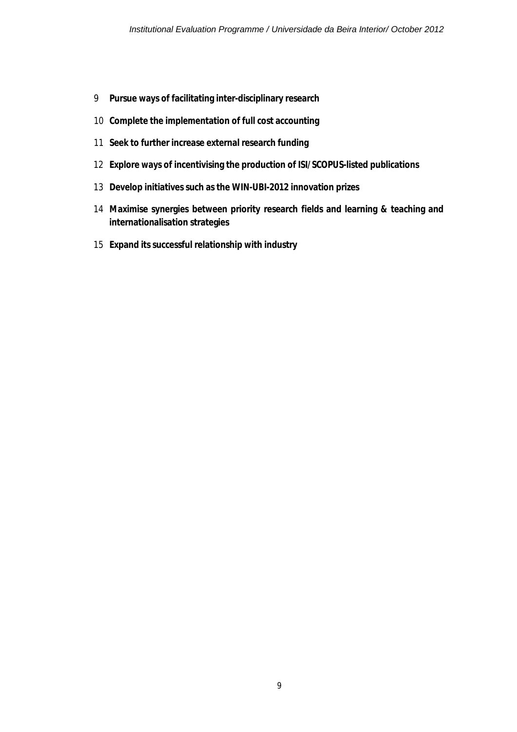9 **Pursue ways of facilitating inter-disciplinary research**

10 **Complete the implementation of full cost accounting**

11 **Seek to further increase external research funding**

12 **Explore ways of incentivising the production of ISI/SCOPUS-listed publications**

13 **Develop initiatives such as the WIN-UBI-2012 innovation prizes**

14 **Maximise synergies between priority research fields and learning & teaching and internationalisation strategies**

15 **Expand its successful relationship with industry**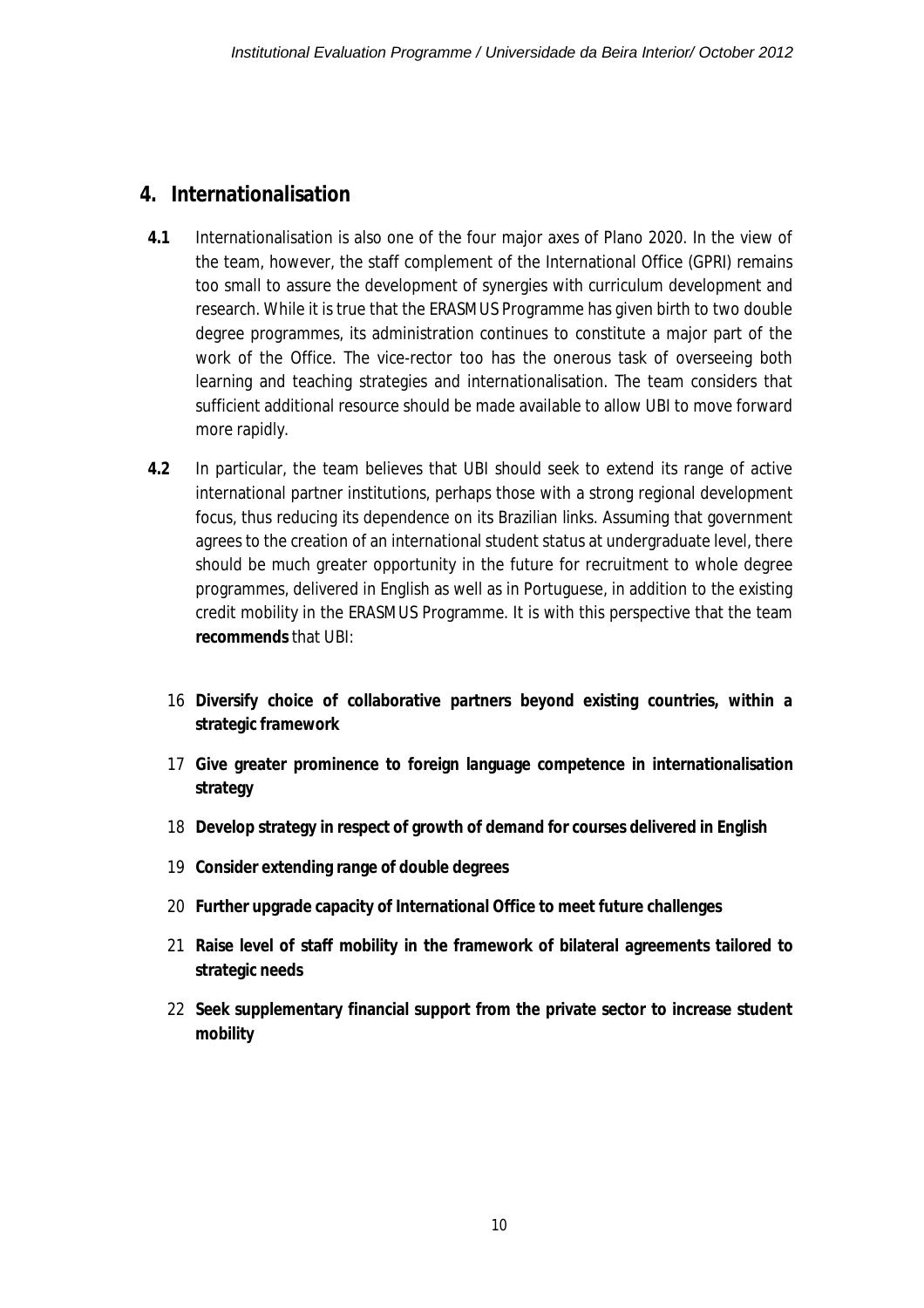## 4. Internationalisation

**4.1** Internationalisation is also one of the four major axes of Plano 2020. In the view of the team, however, the staff complement of the International Office (GPRI) remains too small to assure the development of synergies with curriculum development and research. While it is true that the ERASMUS Programme has given birth to two double degree programmes, its administration continues to constitute a major part of the work of the Office. The vice-rector too has the onerous task of overseeing both learning and teaching strategies and internationalisation. The team considers that sufficient additional resource should be made available to allow UBI to move forward more rapidly.

**4.2** In particular, the team believes that UBI should seek to extend its range of active international partner institutions, perhaps those with a strong regional development focus, thus reducing its dependence on its Brazilian links. Assuming that government agrees to the creation of an international student status at undergraduate level, there should be much greater opportunity in the future for recruitment to whole degree programmes, delivered in English as well as in Portuguese, in addition to the existing credit mobility in the ERASMUS Programme. It is with this perspective that the team **recommends** that UBI:

16 **Diversify choice of collaborative partners beyond existing countries, within a strategic framework**

17 **Give greater prominence to foreign language competence in internationalisation strategy**

18 **Develop strategy in respect of growth of demand for courses delivered in English**

19 **Consider extending range of double degrees**

20 **Further upgrade capacity of International Office to meet future challenges**

21 **Raise level of staff mobility in the framework of bilateral agreements tailored to strategic needs**

22 **Seek supplementary financial support from the private sector to increase student mobility**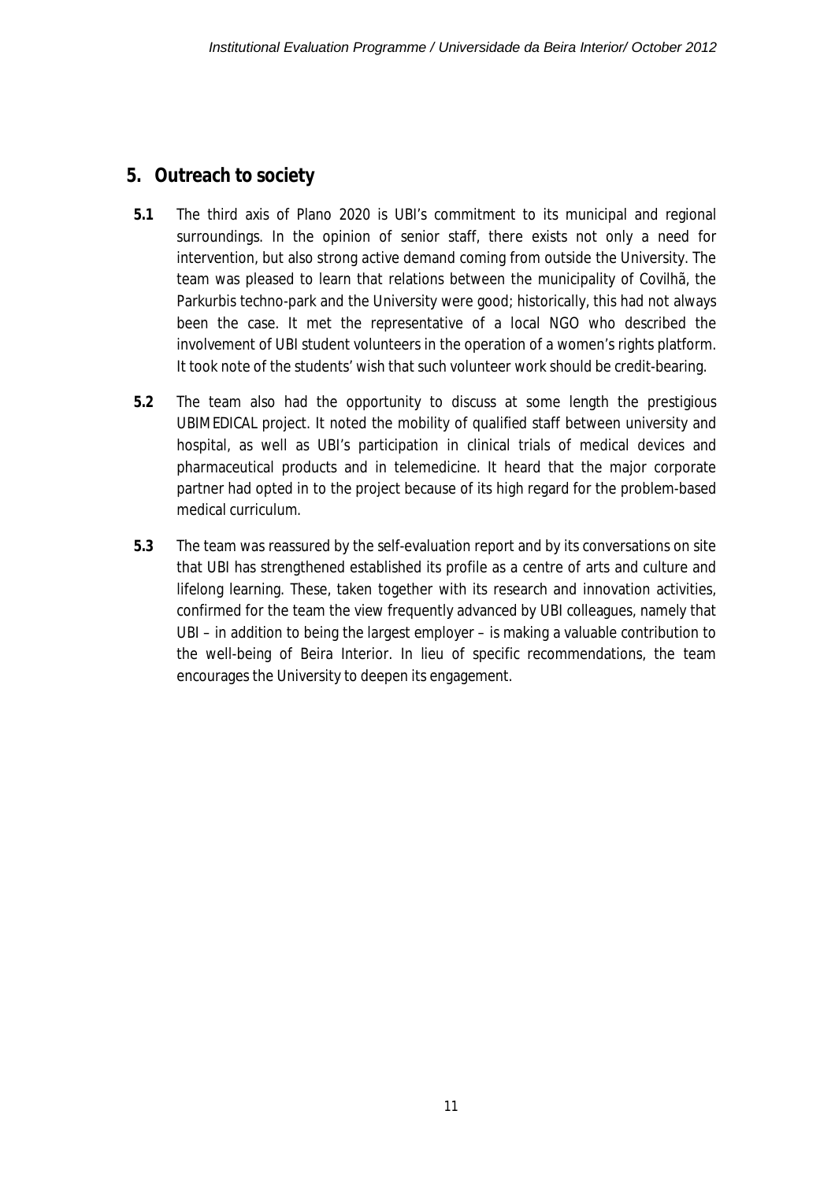## 5. Outreach to society

**5.1** The third axis of Plano 2020 is UBI's commitment to its municipal and regional surroundings. In the opinion of senior staff, there exists not only a need for intervention, but also strong active demand coming from outside the University. The team was pleased to learn that relations between the municipality of Covilhã, the Parkurbis techno-park and the University were good; historically, this had not always been the case. It met the representative of a local NGO who described the involvement of UBI student volunteers in the operation of a women's rights platform. It took note of the students' wish that such volunteer work should be credit-bearing.

**5.2** The team also had the opportunity to discuss at some length the prestigious UBIMEDICAL project. It noted the mobility of qualified staff between university and hospital, as well as UBI's participation in clinical trials of medical devices and pharmaceutical products and in telemedicine. It heard that the major corporate partner had opted in to the project because of its high regard for the problem-based medical curriculum.

**5.3** The team was reassured by the self-evaluation report and by its conversations on site that UBI has strengthened established its profile as a centre of arts and culture and lifelong learning. These, taken together with its research and innovation activities, confirmed for the team the view frequently advanced by UBI colleagues, namely that UBI – in addition to being the largest employer – is making a valuable contribution to the well-being of Beira Interior. In lieu of specific recommendations, the team encourages the University to deepen its engagement.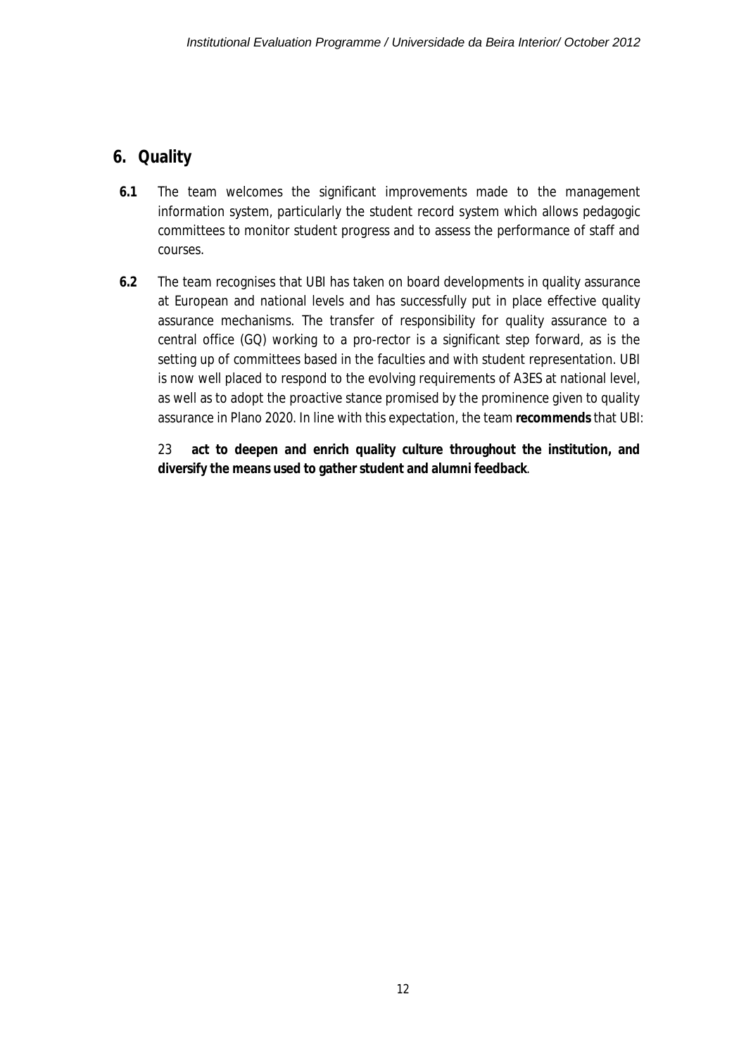## 6. Quality

**6.1** The team welcomes the significant improvements made to the management information system, particularly the student record system which allows pedagogic committees to monitor student progress and to assess the performance of staff and courses.

**6.2** The team recognises that UBI has taken on board developments in quality assurance at European and national levels and has successfully put in place effective quality assurance mechanisms. The transfer of responsibility for quality assurance to a central office (GQ) working to a pro-rector is a significant step forward, as is the setting up of committees based in the faculties and with student representation. UBI is now well placed to respond to the evolving requirements of A3ES at national level, as well as to adopt the proactive stance promised by the prominence given to quality assurance in Plano 2020. In line with this expectation, the team **recommends** that UBI:

23 **act to deepen and enrich quality culture throughout the institution, and diversify the means used to gather student and alumni feedback**.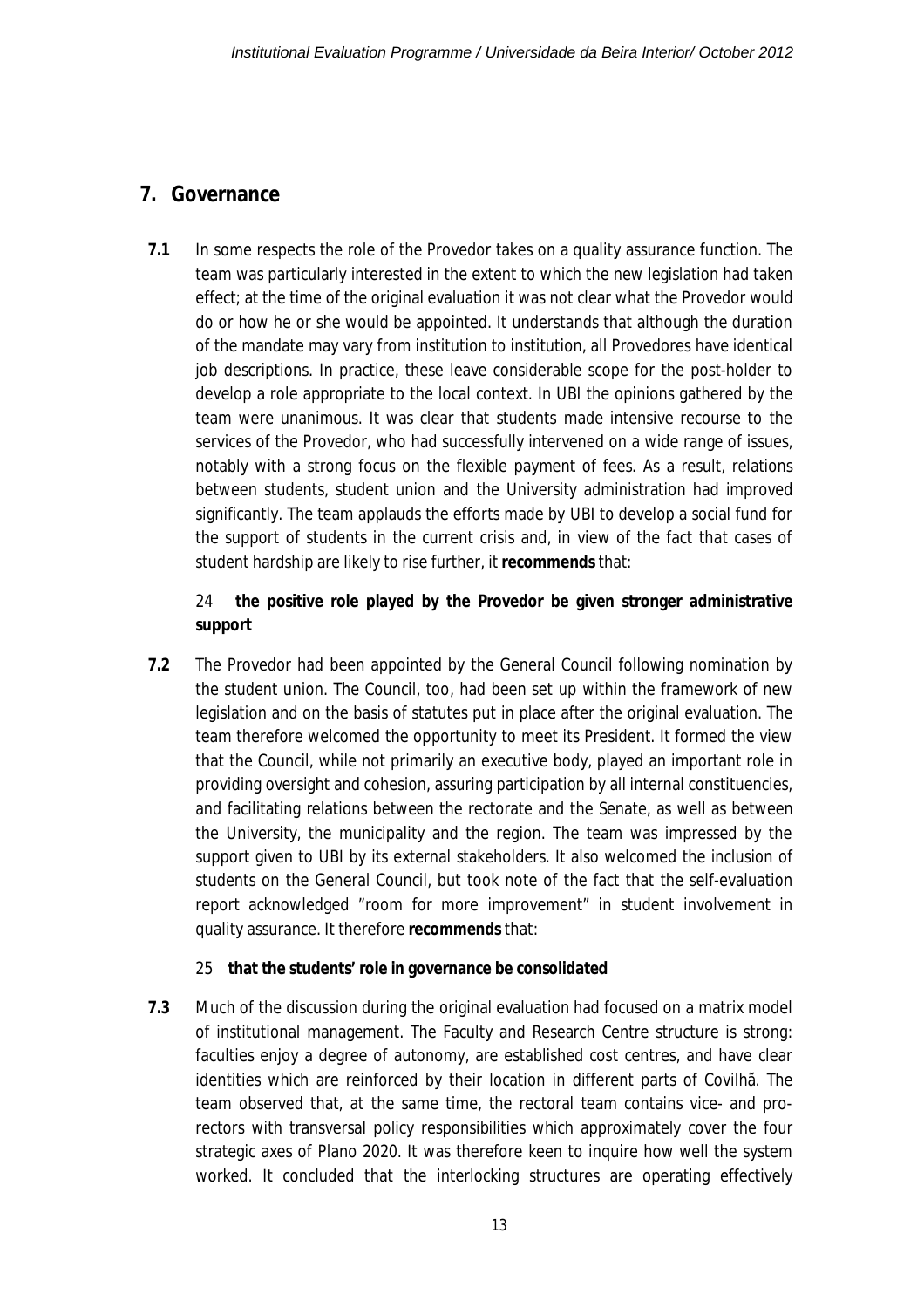## 7. Governance

**7.1** In some respects the role of the Provedor takes on a quality assurance function. The team was particularly interested in the extent to which the new legislation had taken effect; at the time of the original evaluation it was not clear what the Provedor would do or how he or she would be appointed. It understands that although the duration of the mandate may vary from institution to institution, all Provedores have identical job descriptions. In practice, these leave considerable scope for the post-holder to develop a role appropriate to the local context. In UBI the opinions gathered by the team were unanimous. It was clear that students made intensive recourse to the services of the Provedor, who had successfully intervened on a wide range of issues, notably with a strong focus on the flexible payment of fees. As a result, relations between students, student union and the University administration had improved significantly. The team applauds the efforts made by UBI to develop a social fund for the support of students in the current crisis and, in view of the fact that cases of student hardship are likely to rise further, it **recommends** that:

24 **the positive role played by the Provedor be given stronger administrative support**

**7.2** The Provedor had been appointed by the General Council following nomination by the student union. The Council, too, had been set up within the framework of new legislation and on the basis of statutes put in place after the original evaluation. The team therefore welcomed the opportunity to meet its President. It formed the view that the Council, while not primarily an executive body, played an important role in providing oversight and cohesion, assuring participation by all internal constituencies, and facilitating relations between the rectorate and the Senate, as well as between the University, the municipality and the region. The team was impressed by the support given to UBI by its external stakeholders. It also welcomed the inclusion of students on the General Council, but took note of the fact that the self-evaluation report acknowledged "room for more improvement" in student involvement in quality assurance. It therefore **recommends** that:

25 **that the students' role in governance be consolidated**

**7.3** Much of the discussion during the original evaluation had focused on a matrix model of institutional management. The Faculty and Research Centre structure is strong: faculties enjoy a degree of autonomy, are established cost centres, and have clear identities which are reinforced by their location in different parts of Covilhã. The team observed that, at the same time, the rectoral team contains vice- and pro-rectors with transversal policy responsibilities which approximately cover the four strategic axes of Plano 2020. It was therefore keen to inquire how well the system worked. It concluded that the interlocking structures are operating effectively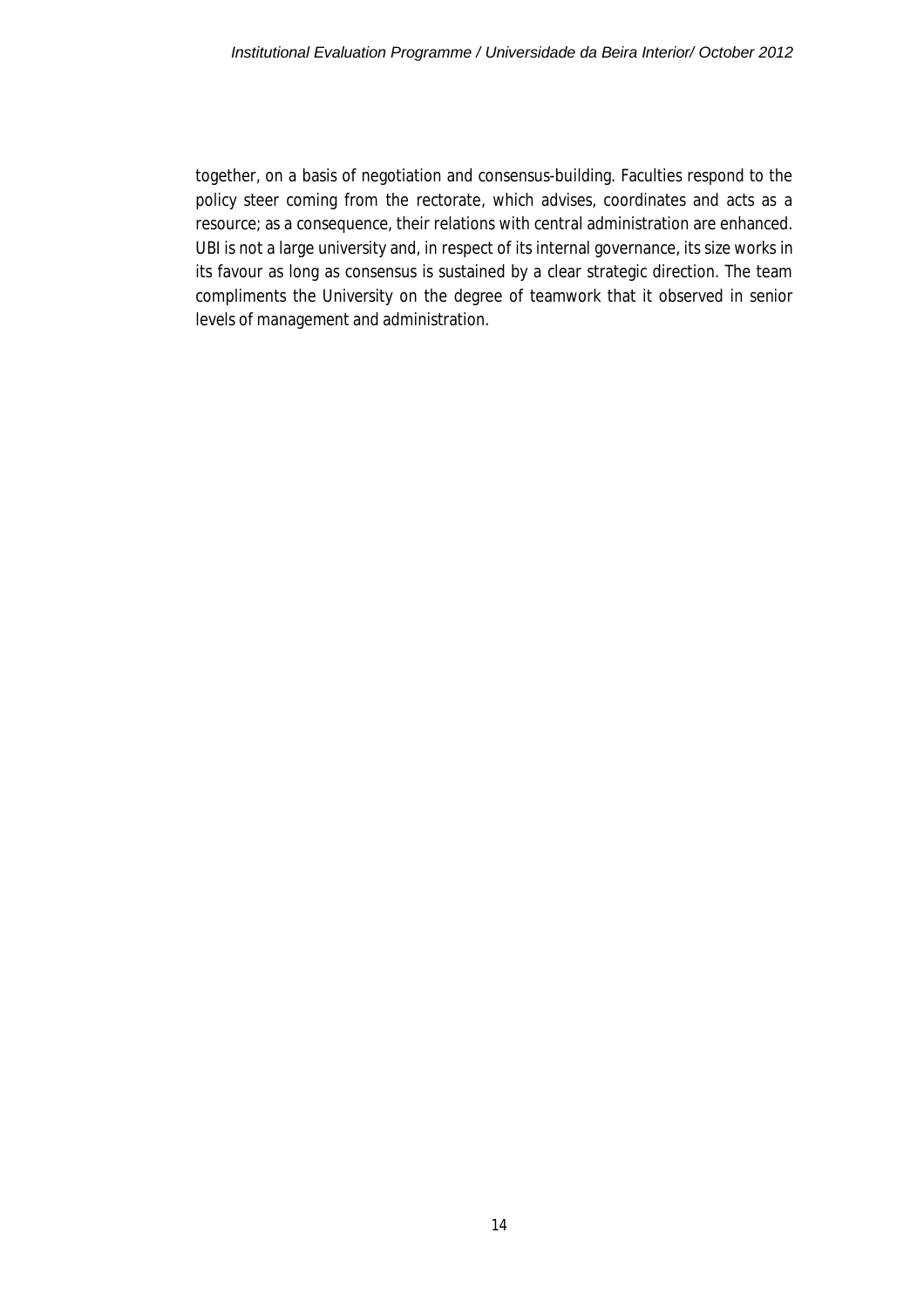together, on a basis of negotiation and consensus-building. Faculties respond to the policy steer coming from the rectorate, which advises, coordinates and acts as a resource; as a consequence, their relations with central administration are enhanced. UBI is not a large university and, in respect of its internal governance, its size works in its favour as long as consensus is sustained by a clear strategic direction. The team compliments the University on the degree of teamwork that it observed in senior levels of management and administration.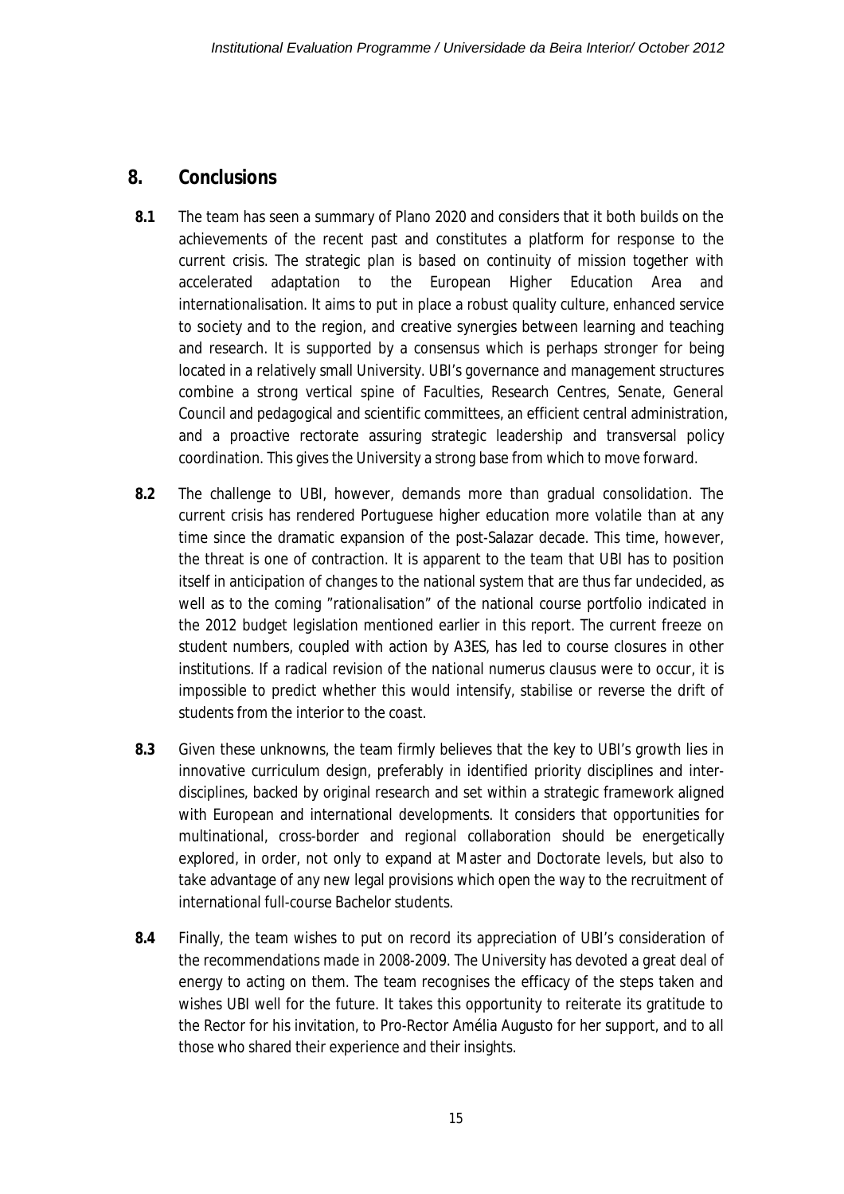## 8. Conclusions

**8.1** The team has seen a summary of Plano 2020 and considers that it both builds on the achievements of the recent past and constitutes a platform for response to the current crisis. The strategic plan is based on continuity of mission together with accelerated adaptation to the European Higher Education Area and internationalisation. It aims to put in place a robust quality culture, enhanced service to society and to the region, and creative synergies between learning and teaching and research. It is supported by a consensus which is perhaps stronger for being located in a relatively small University. UBI's governance and management structures combine a strong vertical spine of Faculties, Research Centres, Senate, General Council and pedagogical and scientific committees, an efficient central administration, and a proactive rectorate assuring strategic leadership and transversal policy coordination. This gives the University a strong base from which to move forward.

**8.2** The challenge to UBI, however, demands more than gradual consolidation. The current crisis has rendered Portuguese higher education more volatile than at any time since the dramatic expansion of the post-Salazar decade. This time, however, the threat is one of contraction. It is apparent to the team that UBI has to position itself in anticipation of changes to the national system that are thus far undecided, as well as to the coming "rationalisation" of the national course portfolio indicated in the 2012 budget legislation mentioned earlier in this report. The current freeze on student numbers, coupled with action by A3ES, has led to course closures in other institutions. If a radical revision of the national *numerus clausus* were to occur, it is impossible to predict whether this would intensify, stabilise or reverse the drift of students from the interior to the coast.

**8.3** Given these unknowns, the team firmly believes that the key to UBI's growth lies in innovative curriculum design, preferably in identified priority disciplines and inter-disciplines, backed by original research and set within a strategic framework aligned with European and international developments. It considers that opportunities for multinational, cross-border and regional collaboration should be energetically explored, in order, not only to expand at Master and Doctorate levels, but also to take advantage of any new legal provisions which open the way to the recruitment of international full-course Bachelor students.

**8.4** Finally, the team wishes to put on record its appreciation of UBI's consideration of the recommendations made in 2008-2009. The University has devoted a great deal of energy to acting on them. The team recognises the efficacy of the steps taken and wishes UBI well for the future. It takes this opportunity to reiterate its gratitude to the Rector for his invitation, to Pro-Rector Amélia Augusto for her support, and to all those who shared their experience and their insights.